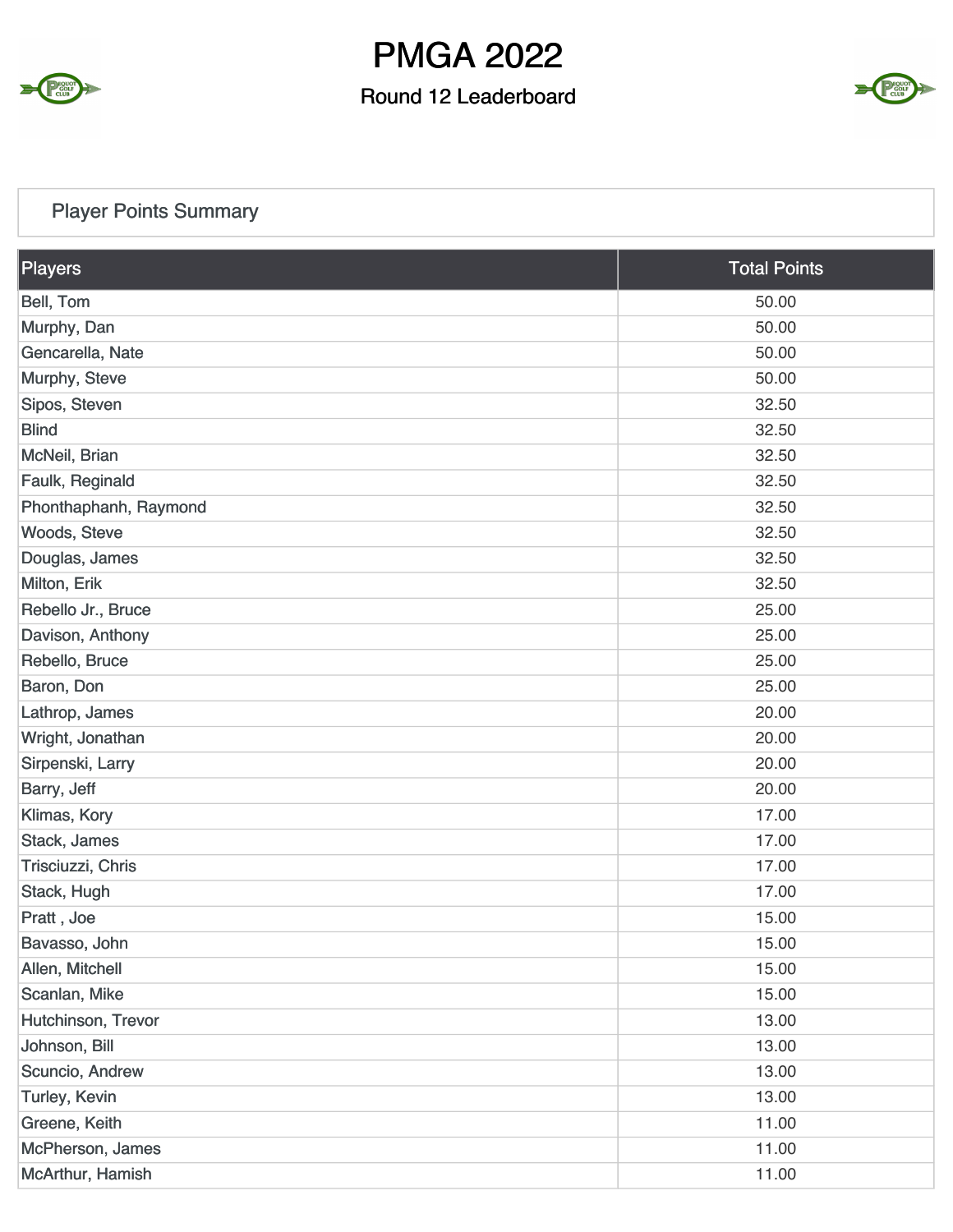# PMGA 2022

## Round 12 Leaderboard

### Player Points Summary

| Players | Total Points |
|---|---|
| Bell, Tom | 50.00 |
| Murphy, Dan | 50.00 |
| Gencarella, Nate | 50.00 |
| Murphy, Steve | 50.00 |
| Sipos, Steven | 32.50 |
| Blind | 32.50 |
| McNeil, Brian | 32.50 |
| Faulk, Reginald | 32.50 |
| Phonthaphanh, Raymond | 32.50 |
| Woods, Steve | 32.50 |
| Douglas, James | 32.50 |
| Milton, Erik | 32.50 |
| Rebello Jr., Bruce | 25.00 |
| Davison, Anthony | 25.00 |
| Rebello, Bruce | 25.00 |
| Baron, Don | 25.00 |
| Lathrop, James | 20.00 |
| Wright, Jonathan | 20.00 |
| Sirpenski, Larry | 20.00 |
| Barry, Jeff | 20.00 |
| Klimas, Kory | 17.00 |
| Stack, James | 17.00 |
| Trisciuzzi, Chris | 17.00 |
| Stack, Hugh | 17.00 |
| Pratt , Joe | 15.00 |
| Bavasso, John | 15.00 |
| Allen, Mitchell | 15.00 |
| Scanlan, Mike | 15.00 |
| Hutchinson, Trevor | 13.00 |
| Johnson, Bill | 13.00 |
| Scuncio, Andrew | 13.00 |
| Turley, Kevin | 13.00 |
| Greene, Keith | 11.00 |
| McPherson, James | 11.00 |
| McArthur, Hamish | 11.00 |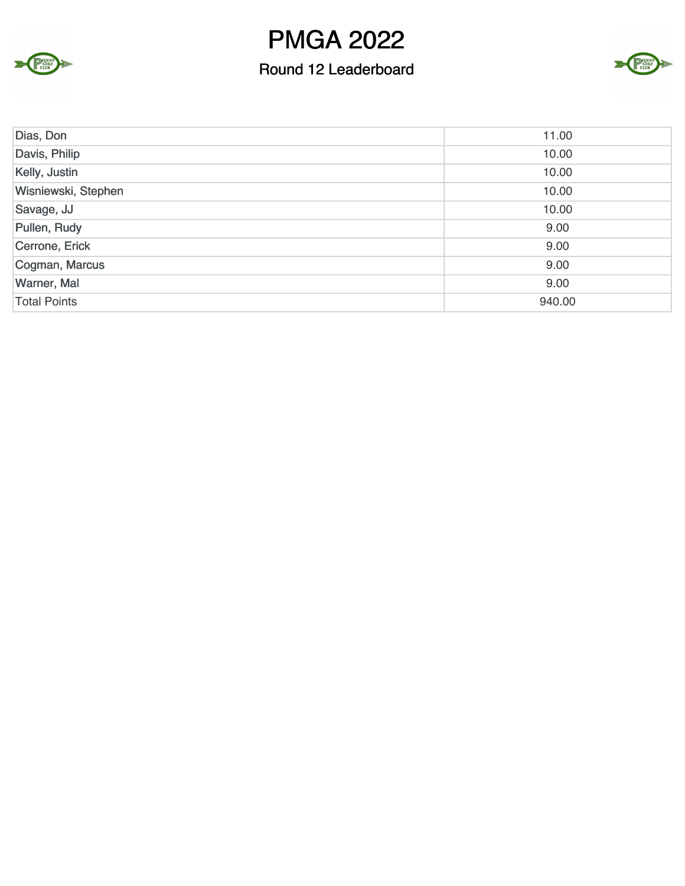# PMGA 2022

### Round 12 Leaderboard

| | |
|---|---|
| Dias, Don | 11.00 |
| Davis, Philip | 10.00 |
| Kelly, Justin | 10.00 |
| Wisniewski, Stephen | 10.00 |
| Savage, JJ | 10.00 |
| Pullen, Rudy | 9.00 |
| Cerrone, Erick | 9.00 |
| Cogman, Marcus | 9.00 |
| Warner, Mal | 9.00 |
| Total Points | 940.00 |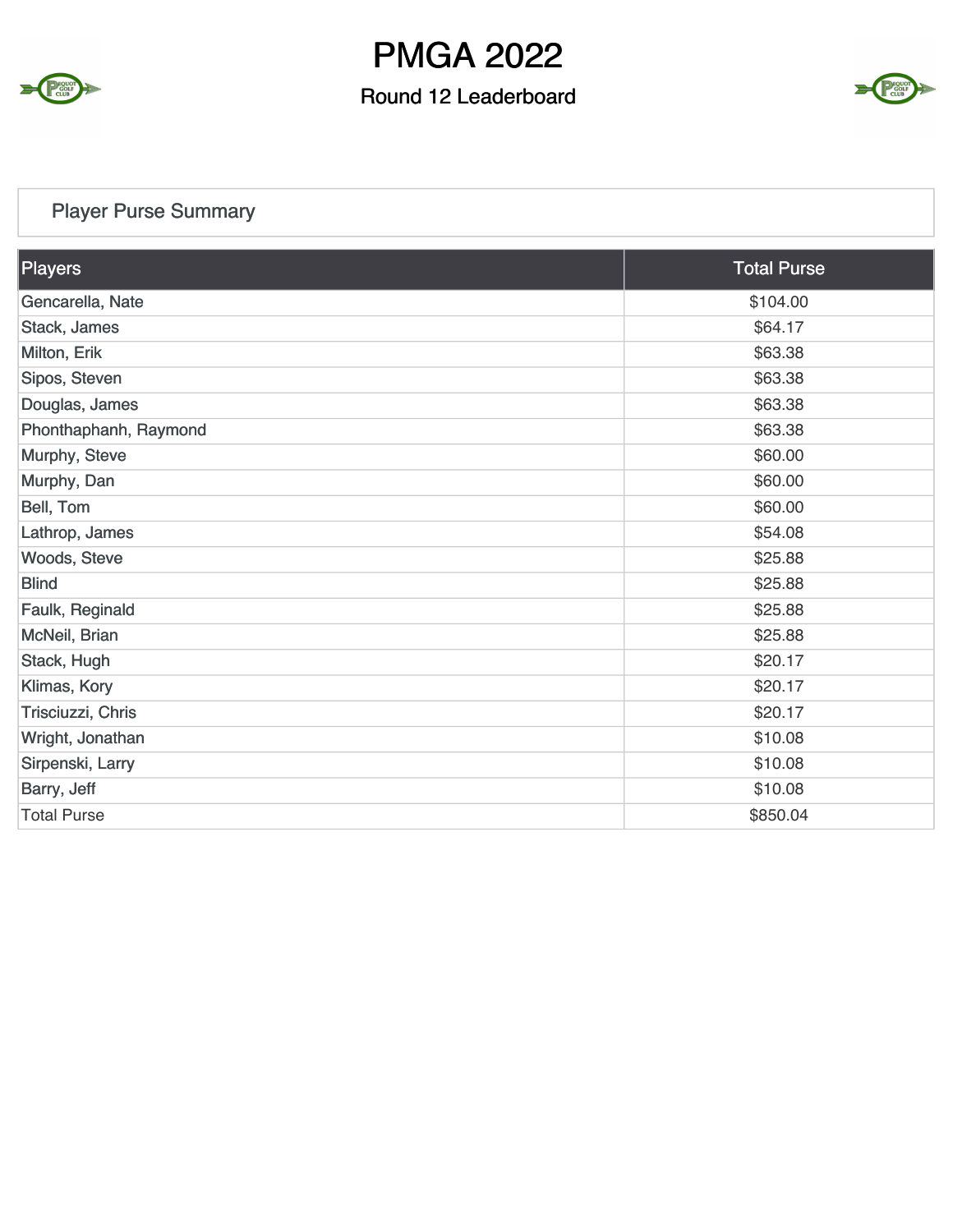# PMGA 2022

## Round 12 Leaderboard

### Player Purse Summary

| Players | Total Purse |
| --- | --- |
| Gencarella, Nate | $104.00 |
| Stack, James | $64.17 |
| Milton, Erik | $63.38 |
| Sipos, Steven | $63.38 |
| Douglas, James | $63.38 |
| Phonthaphanh, Raymond | $63.38 |
| Murphy, Steve | $60.00 |
| Murphy, Dan | $60.00 |
| Bell, Tom | $60.00 |
| Lathrop, James | $54.08 |
| Woods, Steve | $25.88 |
| Blind | $25.88 |
| Faulk, Reginald | $25.88 |
| McNeil, Brian | $25.88 |
| Stack, Hugh | $20.17 |
| Klimas, Kory | $20.17 |
| Trisciuzzi, Chris | $20.17 |
| Wright, Jonathan | $10.08 |
| Sirpenski, Larry | $10.08 |
| Barry, Jeff | $10.08 |
| Total Purse | $850.04 |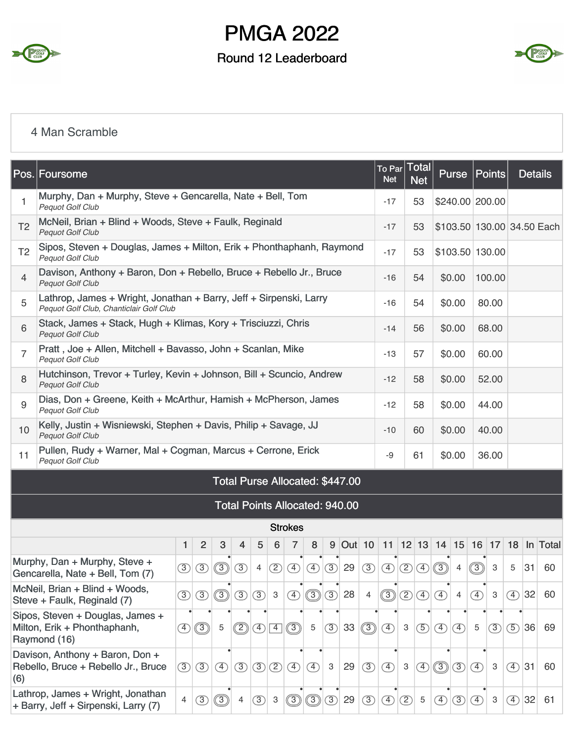# PMGA 2022

## Round 12 Leaderboard

4 Man Scramble

| Pos. | Foursome | To Par Net | Total Net | Purse | Points | Details |
|---|---|---|---|---|---|---|
| 1 | Murphy, Dan + Murphy, Steve + Gencarella, Nate + Bell, Tom *Pequot Golf Club* | -17 | 53 | $240.00 | 200.00 | |
| T2 | McNeil, Brian + Blind + Woods, Steve + Faulk, Reginald *Pequot Golf Club* | -17 | 53 | $103.50 | 130.00 | 34.50 Each |
| T2 | Sipos, Steven + Douglas, James + Milton, Erik + Phonthaphanh, Raymond *Pequot Golf Club* | -17 | 53 | $103.50 | 130.00 | |
| 4 | Davison, Anthony + Baron, Don + Rebello, Bruce + Rebello Jr., Bruce *Pequot Golf Club* | -16 | 54 | $0.00 | 100.00 | |
| 5 | Lathrop, James + Wright, Jonathan + Barry, Jeff + Sirpenski, Larry *Pequot Golf Club, Chanticlair Golf Club* | -16 | 54 | $0.00 | 80.00 | |
| 6 | Stack, James + Stack, Hugh + Klimas, Kory + Trisciuzzi, Chris *Pequot Golf Club* | -14 | 56 | $0.00 | 68.00 | |
| 7 | Pratt , Joe + Allen, Mitchell + Bavasso, John + Scanlan, Mike *Pequot Golf Club* | -13 | 57 | $0.00 | 60.00 | |
| 8 | Hutchinson, Trevor + Turley, Kevin + Johnson, Bill + Scuncio, Andrew *Pequot Golf Club* | -12 | 58 | $0.00 | 52.00 | |
| 9 | Dias, Don + Greene, Keith + McArthur, Hamish + McPherson, James *Pequot Golf Club* | -12 | 58 | $0.00 | 44.00 | |
| 10 | Kelly, Justin + Wisniewski, Stephen + Davis, Philip + Savage, JJ *Pequot Golf Club* | -10 | 60 | $0.00 | 40.00 | |
| 11 | Pullen, Rudy + Warner, Mal + Cogman, Marcus + Cerrone, Erick *Pequot Golf Club* | -9 | 61 | $0.00 | 36.00 | |

**Total Purse Allocated: $447.00**

**Total Points Allocated: 940.00**

### Strokes

| | 1 | 2 | 3 | 4 | 5 | 6 | 7 | 8 | 9 | Out | 10 | 11 | 12 | 13 | 14 | 15 | 16 | 17 | 18 | In | Total |
|---|---|---|---|---|---|---|---|---|---|---|---|---|---|---|---|---|---|---|---|---|---|
| Murphy, Dan + Murphy, Steve + Gencarella, Nate + Bell, Tom (7) | 3 | 3 | 3 | 3 | 4 | 2 | 4 | 4 | 3 | 29 | 3 | 4 | 2 | 4 | 3 | 4 | 3 | 3 | 5 | 31 | 60 |
| McNeil, Brian + Blind + Woods, Steve + Faulk, Reginald (7) | 3 | 3 | 3 | 3 | 3 | 3 | 4 | 3 | 3 | 28 | 4 | 3 | 2 | 4 | 4 | 4 | 4 | 3 | 4 | 32 | 60 |
| Sipos, Steven + Douglas, James + Milton, Erik + Phonthaphanh, Raymond (16) | 4 | 3 | 5 | 2 | 4 | 4 | 3 | 5 | 3 | 33 | 3 | 4 | 3 | 5 | 4 | 4 | 5 | 3 | 5 | 36 | 69 |
| Davison, Anthony + Baron, Don + Rebello, Bruce + Rebello Jr., Bruce (6) | 3 | 3 | 4 | 3 | 3 | 2 | 4 | 4 | 3 | 29 | 3 | 4 | 3 | 4 | 3 | 3 | 4 | 3 | 4 | 31 | 60 |
| Lathrop, James + Wright, Jonathan + Barry, Jeff + Sirpenski, Larry (7) | 4 | 3 | 3 | 4 | 3 | 3 | 3 | 3 | 3 | 29 | 3 | 4 | 2 | 5 | 4 | 3 | 4 | 3 | 4 | 32 | 61 |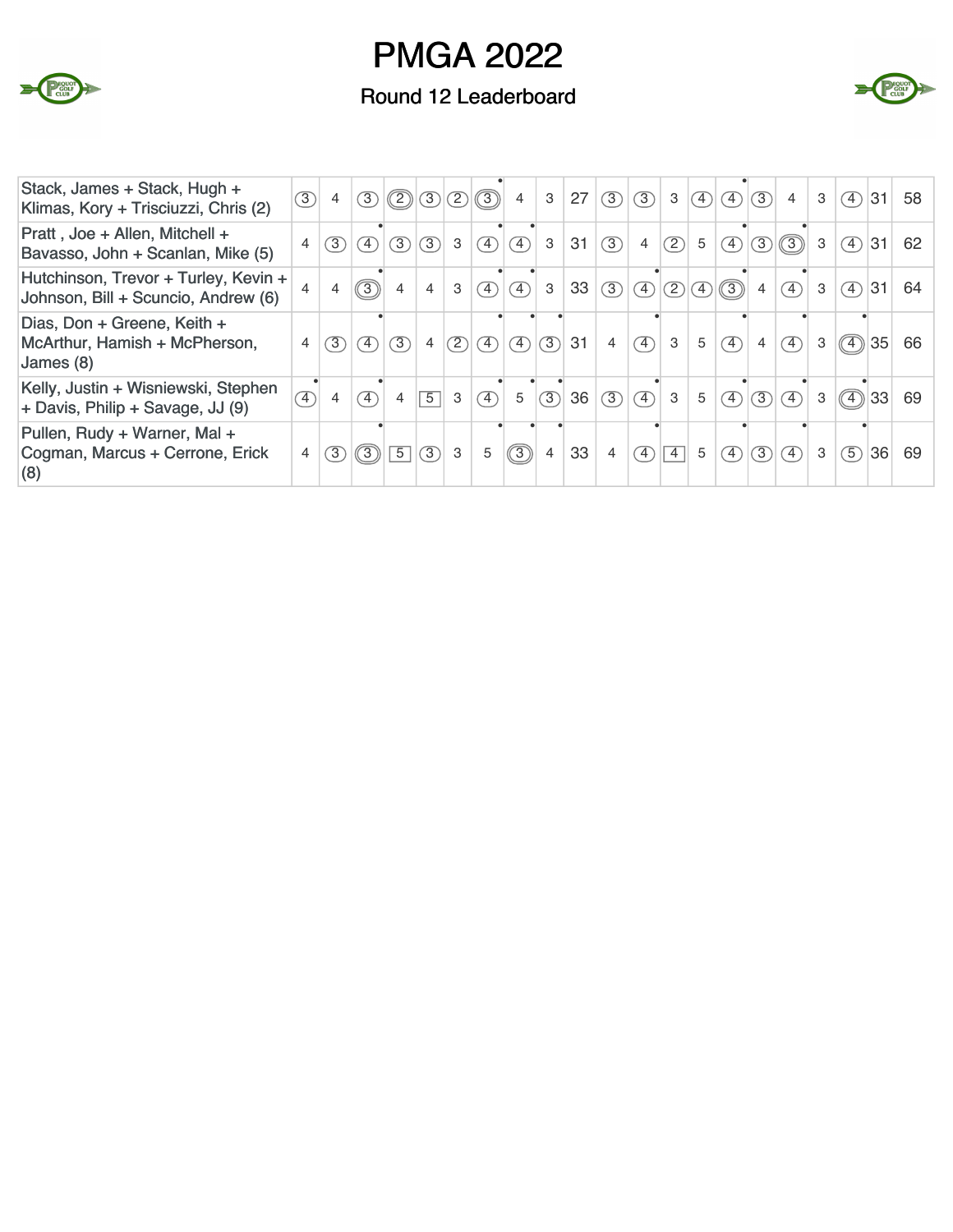# PMGA 2022

## Round 12 Leaderboard

| Team | 1 | 2 | 3 | 4 | 5 | 6 | 7 | 8 | 9 | Out | 10 | 11 | 12 | 13 | 14 | 15 | 16 | 17 | 18 | In | Total |
|---|---|---|---|---|---|---|---|---|---|---|---|---|---|---|---|---|---|---|---|---|---|
| Stack, James + Stack, Hugh + Klimas, Kory + Trisciuzzi, Chris (2) | 3 | 4 | 3 | 2 | 3 | 2 | 3 | 4 | 3 | 27 | 3 | 3 | 3 | 4 | 4 | 3 | 4 | 3 | 4 | 31 | 58 |
| Pratt , Joe + Allen, Mitchell + Bavasso, John + Scanlan, Mike (5) | 4 | 3 | 4 | 3 | 3 | 3 | 4 | 4 | 3 | 31 | 3 | 4 | 2 | 5 | 4 | 3 | 3 | 3 | 4 | 31 | 62 |
| Hutchinson, Trevor + Turley, Kevin + Johnson, Bill + Scuncio, Andrew (6) | 4 | 4 | 3 | 4 | 4 | 3 | 4 | 4 | 3 | 33 | 3 | 4 | 2 | 4 | 3 | 4 | 4 | 3 | 4 | 31 | 64 |
| Dias, Don + Greene, Keith + McArthur, Hamish + McPherson, James (8) | 4 | 3 | 4 | 3 | 4 | 2 | 4 | 4 | 3 | 31 | 4 | 4 | 3 | 5 | 4 | 4 | 4 | 3 | 4 | 35 | 66 |
| Kelly, Justin + Wisniewski, Stephen + Davis, Philip + Savage, JJ (9) | 4 | 4 | 4 | 4 | 5 | 3 | 4 | 5 | 3 | 36 | 3 | 4 | 3 | 5 | 4 | 3 | 4 | 3 | 4 | 33 | 69 |
| Pullen, Rudy + Warner, Mal + Cogman, Marcus + Cerrone, Erick (8) | 4 | 3 | 3 | 5 | 3 | 3 | 5 | 3 | 4 | 33 | 4 | 4 | 4 | 5 | 4 | 3 | 4 | 3 | 5 | 36 | 69 |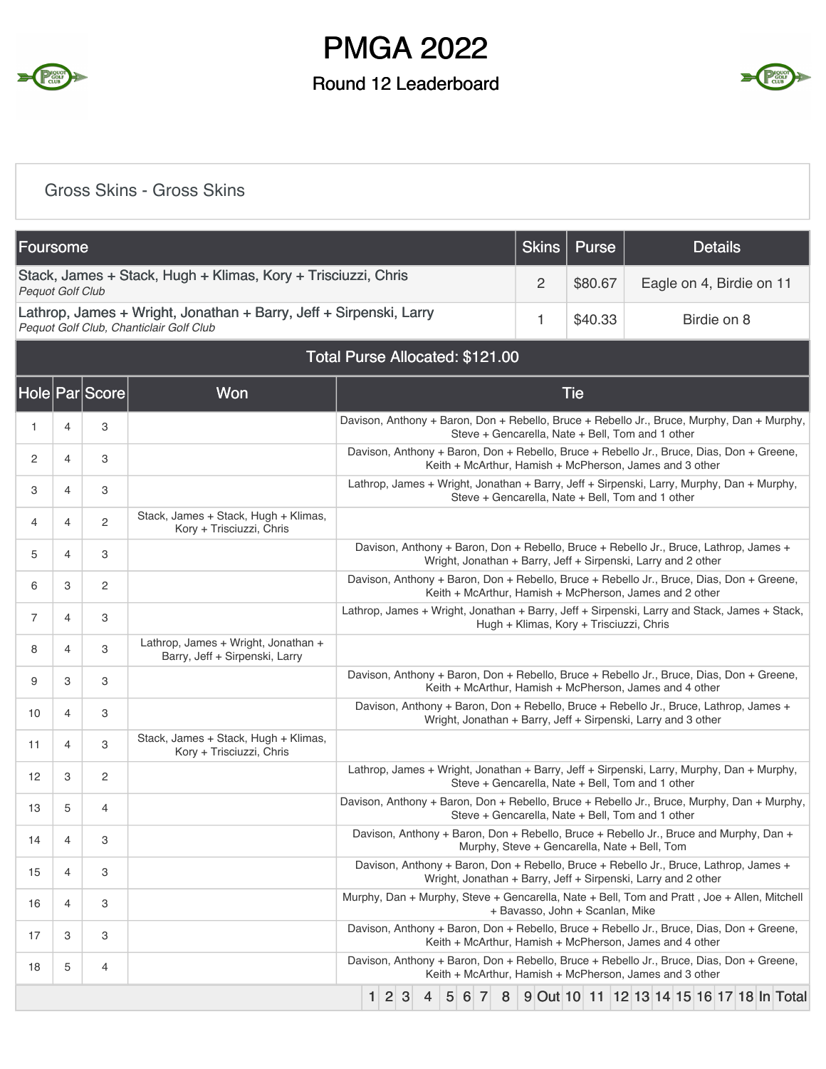# PMGA 2022

## Round 12 Leaderboard

### Gross Skins - Gross Skins

| Foursome | Skins | Purse | Details |
|---|---|---|---|
| Stack, James + Stack, Hugh + Klimas, Kory + Trisciuzzi, Chris<br>*Pequot Golf Club* | 2 | $80.67 | Eagle on 4, Birdie on 11 |
| Lathrop, James + Wright, Jonathan + Barry, Jeff + Sirpenski, Larry<br>*Pequot Golf Club, Chanticlair Golf Club* | 1 | $40.33 | Birdie on 8 |
| Total Purse Allocated: $121.00 | | | |

| Hole | Par | Score | Won | Tie |
|---|---|---|---|---|
| 1 | 4 | 3 | | Davison, Anthony + Baron, Don + Rebello, Bruce + Rebello Jr., Bruce, Murphy, Dan + Murphy, Steve + Gencarella, Nate + Bell, Tom and 1 other |
| 2 | 4 | 3 | | Davison, Anthony + Baron, Don + Rebello, Bruce + Rebello Jr., Bruce, Dias, Don + Greene, Keith + McArthur, Hamish + McPherson, James and 3 other |
| 3 | 4 | 3 | | Lathrop, James + Wright, Jonathan + Barry, Jeff + Sirpenski, Larry, Murphy, Dan + Murphy, Steve + Gencarella, Nate + Bell, Tom and 1 other |
| 4 | 4 | 2 | Stack, James + Stack, Hugh + Klimas, Kory + Trisciuzzi, Chris | |
| 5 | 4 | 3 | | Davison, Anthony + Baron, Don + Rebello, Bruce + Rebello Jr., Bruce, Lathrop, James + Wright, Jonathan + Barry, Jeff + Sirpenski, Larry and 2 other |
| 6 | 3 | 2 | | Davison, Anthony + Baron, Don + Rebello, Bruce + Rebello Jr., Bruce, Dias, Don + Greene, Keith + McArthur, Hamish + McPherson, James and 2 other |
| 7 | 4 | 3 | | Lathrop, James + Wright, Jonathan + Barry, Jeff + Sirpenski, Larry and Stack, James + Stack, Hugh + Klimas, Kory + Trisciuzzi, Chris |
| 8 | 4 | 3 | Lathrop, James + Wright, Jonathan + Barry, Jeff + Sirpenski, Larry | |
| 9 | 3 | 3 | | Davison, Anthony + Baron, Don + Rebello, Bruce + Rebello Jr., Bruce, Dias, Don + Greene, Keith + McArthur, Hamish + McPherson, James and 4 other |
| 10 | 4 | 3 | | Davison, Anthony + Baron, Don + Rebello, Bruce + Rebello Jr., Bruce, Lathrop, James + Wright, Jonathan + Barry, Jeff + Sirpenski, Larry and 3 other |
| 11 | 4 | 3 | Stack, James + Stack, Hugh + Klimas, Kory + Trisciuzzi, Chris | |
| 12 | 3 | 2 | | Lathrop, James + Wright, Jonathan + Barry, Jeff + Sirpenski, Larry, Murphy, Dan + Murphy, Steve + Gencarella, Nate + Bell, Tom and 1 other |
| 13 | 5 | 4 | | Davison, Anthony + Baron, Don + Rebello, Bruce + Rebello Jr., Bruce, Murphy, Dan + Murphy, Steve + Gencarella, Nate + Bell, Tom and 1 other |
| 14 | 4 | 3 | | Davison, Anthony + Baron, Don + Rebello, Bruce + Rebello Jr., Bruce and Murphy, Dan + Murphy, Steve + Gencarella, Nate + Bell, Tom |
| 15 | 4 | 3 | | Davison, Anthony + Baron, Don + Rebello, Bruce + Rebello Jr., Bruce, Lathrop, James + Wright, Jonathan + Barry, Jeff + Sirpenski, Larry and 2 other |
| 16 | 4 | 3 | | Murphy, Dan + Murphy, Steve + Gencarella, Nate + Bell, Tom and Pratt , Joe + Allen, Mitchell + Bavasso, John + Scanlan, Mike |
| 17 | 3 | 3 | | Davison, Anthony + Baron, Don + Rebello, Bruce + Rebello Jr., Bruce, Dias, Don + Greene, Keith + McArthur, Hamish + McPherson, James and 4 other |
| 18 | 5 | 4 | | Davison, Anthony + Baron, Don + Rebello, Bruce + Rebello Jr., Bruce, Dias, Don + Greene, Keith + McArthur, Hamish + McPherson, James and 3 other |

| 1 | 2 | 3 | 4 | 5 | 6 | 7 | 8 | 9 | Out | 10 | 11 | 12 | 13 | 14 | 15 | 16 | 17 | 18 | In | Total |
|---|---|---|---|---|---|---|---|---|---|---|---|---|---|---|---|---|---|---|---|---|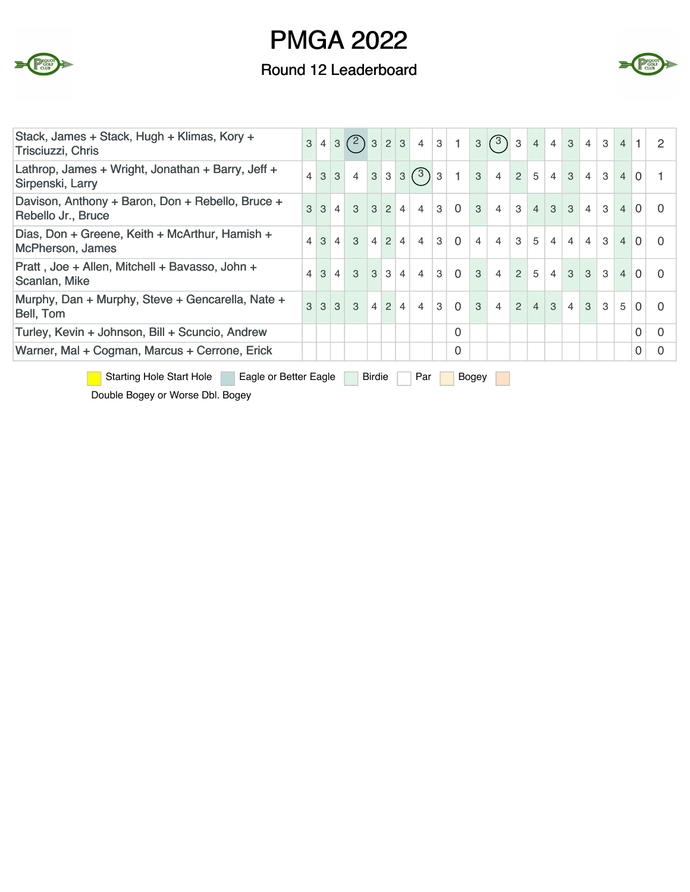# PMGA 2022

## Round 12 Leaderboard

| Team | 1 | 2 | 3 | 4 | 5 | 6 | 7 | 8 | 9 | Out | 10 | 11 | 12 | 13 | 14 | 15 | 16 | 17 | 18 | In | Total |
|---|---|---|---|---|---|---|---|---|---|---|---|---|---|---|---|---|---|---|---|---|---|
| Stack, James + Stack, Hugh + Klimas, Kory + Trisciuzzi, Chris | 3 | 4 | 3 | 2 | 3 | 2 | 3 | 4 | 3 | 1 | 3 | 3 | 3 | 4 | 4 | 3 | 4 | 3 | 4 | 1 | 2 |
| Lathrop, James + Wright, Jonathan + Barry, Jeff + Sirpenski, Larry | 4 | 3 | 3 | 4 | 3 | 3 | 3 | 3 | 3 | 1 | 3 | 4 | 2 | 5 | 4 | 3 | 4 | 3 | 4 | 0 | 1 |
| Davison, Anthony + Baron, Don + Rebello, Bruce + Rebello Jr., Bruce | 3 | 3 | 4 | 3 | 3 | 2 | 4 | 4 | 3 | 0 | 3 | 4 | 3 | 4 | 3 | 3 | 4 | 3 | 4 | 0 | 0 |
| Dias, Don + Greene, Keith + McArthur, Hamish + McPherson, James | 4 | 3 | 4 | 3 | 4 | 2 | 4 | 4 | 3 | 0 | 4 | 4 | 3 | 5 | 4 | 4 | 4 | 3 | 4 | 0 | 0 |
| Pratt , Joe + Allen, Mitchell + Bavasso, John + Scanlan, Mike | 4 | 3 | 4 | 3 | 3 | 3 | 4 | 4 | 3 | 0 | 3 | 4 | 2 | 5 | 4 | 3 | 3 | 3 | 4 | 0 | 0 |
| Murphy, Dan + Murphy, Steve + Gencarella, Nate + Bell, Tom | 3 | 3 | 3 | 3 | 4 | 2 | 4 | 4 | 3 | 0 | 3 | 4 | 2 | 4 | 3 | 4 | 3 | 3 | 5 | 0 | 0 |
| Turley, Kevin + Johnson, Bill + Scuncio, Andrew | | | | | | | | | | 0 | | | | | | | | | | 0 | 0 |
| Warner, Mal + Cogman, Marcus + Cerrone, Erick | | | | | | | | | | 0 | | | | | | | | | | 0 | 0 |

Starting Hole Start Hole | Eagle or Better Eagle | Birdie | Par | Bogey | Double Bogey or Worse Dbl. Bogey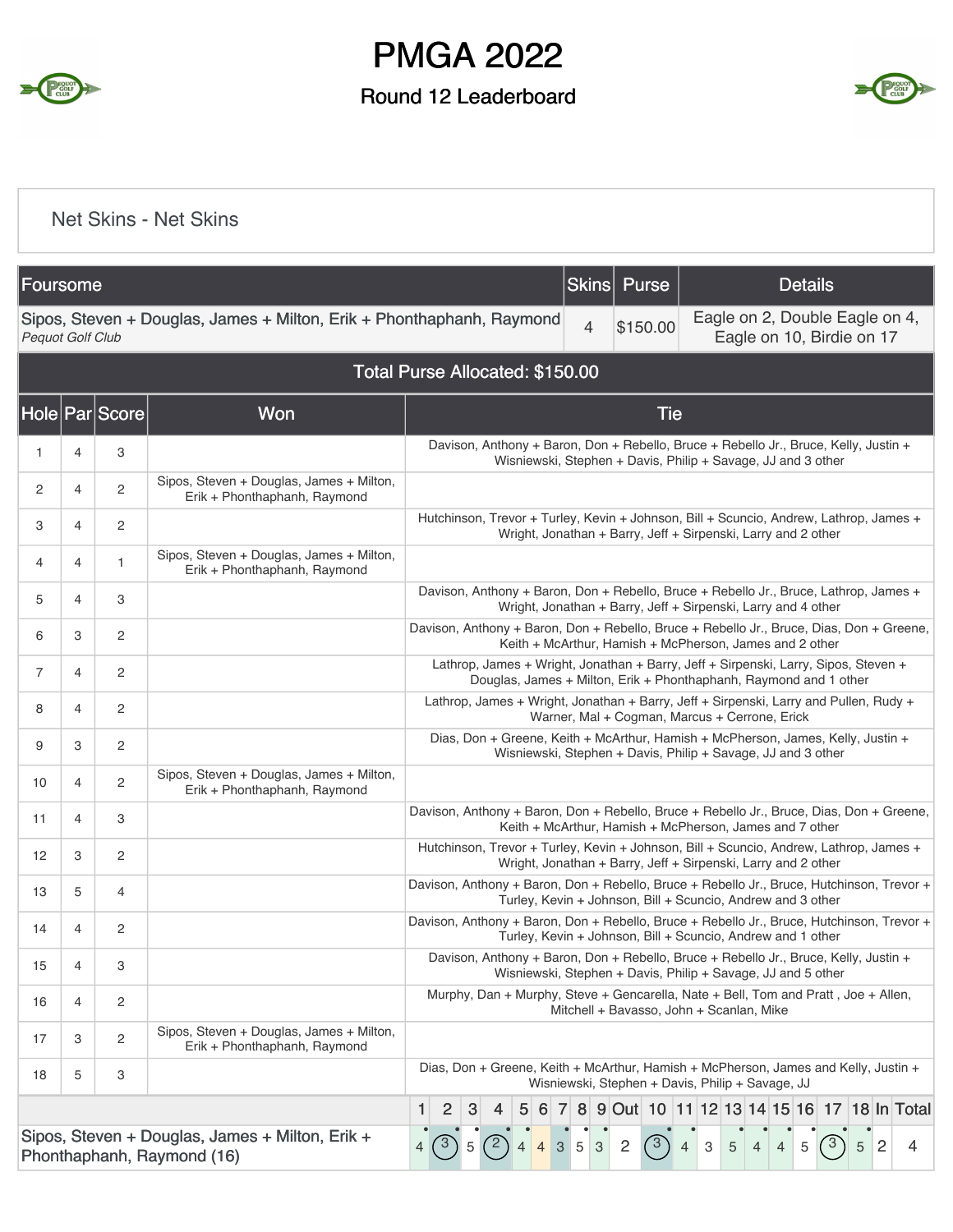# PMGA 2022

## Round 12 Leaderboard

### Net Skins - Net Skins

| Foursome | Skins | Purse | Details |
|---|---|---|---|
| Sipos, Steven + Douglas, James + Milton, Erik + Phonthaphanh, Raymond<br>*Pequot Golf Club* | 4 | $150.00 | Eagle on 2, Double Eagle on 4, Eagle on 10, Birdie on 17 |

**Total Purse Allocated: $150.00**

| Hole | Par | Score | Won | Tie |
|---|---|---|---|---|
| 1 | 4 | 3 | | Davison, Anthony + Baron, Don + Rebello, Bruce + Rebello Jr., Bruce, Kelly, Justin + Wisniewski, Stephen + Davis, Philip + Savage, JJ and 3 other |
| 2 | 4 | 2 | Sipos, Steven + Douglas, James + Milton, Erik + Phonthaphanh, Raymond | |
| 3 | 4 | 2 | | Hutchinson, Trevor + Turley, Kevin + Johnson, Bill + Scuncio, Andrew, Lathrop, James + Wright, Jonathan + Barry, Jeff + Sirpenski, Larry and 2 other |
| 4 | 4 | 1 | Sipos, Steven + Douglas, James + Milton, Erik + Phonthaphanh, Raymond | |
| 5 | 4 | 3 | | Davison, Anthony + Baron, Don + Rebello, Bruce + Rebello Jr., Bruce, Lathrop, James + Wright, Jonathan + Barry, Jeff + Sirpenski, Larry and 4 other |
| 6 | 3 | 2 | | Davison, Anthony + Baron, Don + Rebello, Bruce + Rebello Jr., Bruce, Dias, Don + Greene, Keith + McArthur, Hamish + McPherson, James and 2 other |
| 7 | 4 | 2 | | Lathrop, James + Wright, Jonathan + Barry, Jeff + Sirpenski, Larry, Sipos, Steven + Douglas, James + Milton, Erik + Phonthaphanh, Raymond and 1 other |
| 8 | 4 | 2 | | Lathrop, James + Wright, Jonathan + Barry, Jeff + Sirpenski, Larry and Pullen, Rudy + Warner, Mal + Cogman, Marcus + Cerrone, Erick |
| 9 | 3 | 2 | | Dias, Don + Greene, Keith + McArthur, Hamish + McPherson, James, Kelly, Justin + Wisniewski, Stephen + Davis, Philip + Savage, JJ and 3 other |
| 10 | 4 | 2 | Sipos, Steven + Douglas, James + Milton, Erik + Phonthaphanh, Raymond | |
| 11 | 4 | 3 | | Davison, Anthony + Baron, Don + Rebello, Bruce + Rebello Jr., Bruce, Dias, Don + Greene, Keith + McArthur, Hamish + McPherson, James and 7 other |
| 12 | 3 | 2 | | Hutchinson, Trevor + Turley, Kevin + Johnson, Bill + Scuncio, Andrew, Lathrop, James + Wright, Jonathan + Barry, Jeff + Sirpenski, Larry and 2 other |
| 13 | 5 | 4 | | Davison, Anthony + Baron, Don + Rebello, Bruce + Rebello Jr., Bruce, Hutchinson, Trevor + Turley, Kevin + Johnson, Bill + Scuncio, Andrew and 3 other |
| 14 | 4 | 2 | | Davison, Anthony + Baron, Don + Rebello, Bruce + Rebello Jr., Bruce, Hutchinson, Trevor + Turley, Kevin + Johnson, Bill + Scuncio, Andrew and 1 other |
| 15 | 4 | 3 | | Davison, Anthony + Baron, Don + Rebello, Bruce + Rebello Jr., Bruce, Kelly, Justin + Wisniewski, Stephen + Davis, Philip + Savage, JJ and 5 other |
| 16 | 4 | 2 | | Murphy, Dan + Murphy, Steve + Gencarella, Nate + Bell, Tom and Pratt , Joe + Allen, Mitchell + Bavasso, John + Scanlan, Mike |
| 17 | 3 | 2 | Sipos, Steven + Douglas, James + Milton, Erik + Phonthaphanh, Raymond | |
| 18 | 5 | 3 | | Dias, Don + Greene, Keith + McArthur, Hamish + McPherson, James and Kelly, Justin + Wisniewski, Stephen + Davis, Philip + Savage, JJ |

| | 1 | 2 | 3 | 4 | 5 | 6 | 7 | 8 | 9 | Out | 10 | 11 | 12 | 13 | 14 | 15 | 16 | 17 | 18 | In | Total |
|---|---|---|---|---|---|---|---|---|---|---|---|---|---|---|---|---|---|---|---|---|---|
| Sipos, Steven + Douglas, James + Milton, Erik + Phonthaphanh, Raymond (16) | 4 | 3 | 5 | 2 | 4 | 4 | 3 | 5 | 3 | 2 | 3 | 4 | 3 | 5 | 4 | 4 | 5 | 3 | 5 | 2 | 4 |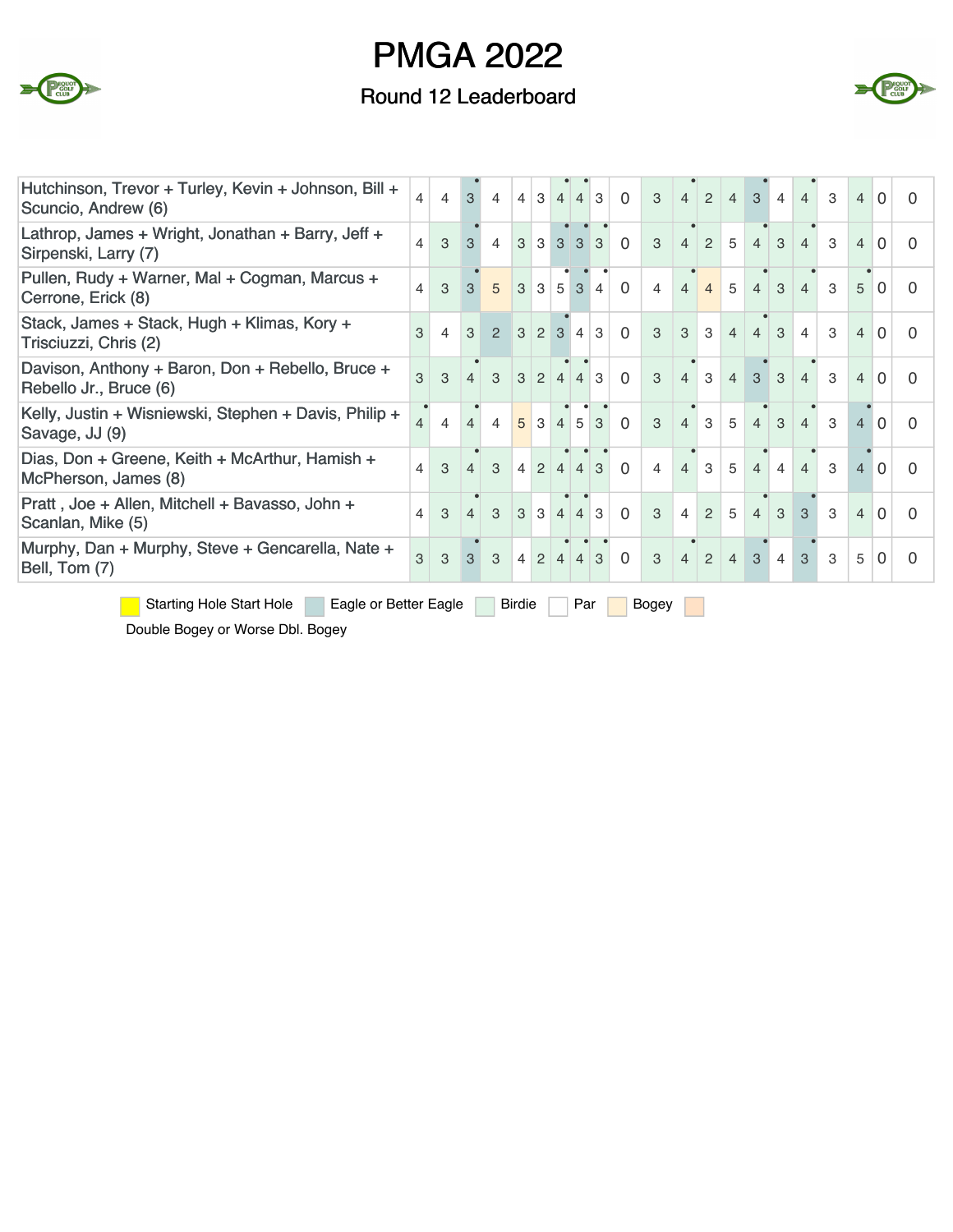# PMGA 2022

## Round 12 Leaderboard

| Team | 1 | 2 | 3 | 4 | 5 | 6 | 7 | 8 | 9 | Out | 10 | 11 | 12 | 13 | 14 | 15 | 16 | 17 | 18 | In | Total |
|---|---|---|---|---|---|---|---|---|---|---|---|---|---|---|---|---|---|---|---|---|---|
| Hutchinson, Trevor + Turley, Kevin + Johnson, Bill + Scuncio, Andrew (6) | 4 | 4 | 3 | 4 | 4 | 3 | 4 | 4 | 3 | 0 | 3 | 4 | 2 | 4 | 3 | 4 | 4 | 3 | 4 | 0 | 0 |
| Lathrop, James + Wright, Jonathan + Barry, Jeff + Sirpenski, Larry (7) | 4 | 3 | 3 | 4 | 3 | 3 | 3 | 3 | 3 | 0 | 3 | 4 | 2 | 5 | 4 | 3 | 4 | 3 | 4 | 0 | 0 |
| Pullen, Rudy + Warner, Mal + Cogman, Marcus + Cerrone, Erick (8) | 4 | 3 | 3 | 5 | 3 | 3 | 5 | 3 | 4 | 0 | 4 | 4 | 4 | 5 | 4 | 3 | 4 | 3 | 5 | 0 | 0 |
| Stack, James + Stack, Hugh + Klimas, Kory + Trisciuzzi, Chris (2) | 3 | 4 | 3 | 2 | 3 | 2 | 3 | 4 | 3 | 0 | 3 | 3 | 3 | 4 | 4 | 3 | 4 | 3 | 4 | 0 | 0 |
| Davison, Anthony + Baron, Don + Rebello, Bruce + Rebello Jr., Bruce (6) | 3 | 3 | 4 | 3 | 3 | 2 | 4 | 4 | 3 | 0 | 3 | 4 | 3 | 4 | 3 | 3 | 4 | 3 | 4 | 0 | 0 |
| Kelly, Justin + Wisniewski, Stephen + Davis, Philip + Savage, JJ (9) | 4 | 4 | 4 | 4 | 5 | 3 | 4 | 5 | 3 | 0 | 3 | 4 | 3 | 5 | 4 | 3 | 4 | 3 | 4 | 0 | 0 |
| Dias, Don + Greene, Keith + McArthur, Hamish + McPherson, James (8) | 4 | 3 | 4 | 3 | 4 | 2 | 4 | 4 | 3 | 0 | 4 | 4 | 3 | 5 | 4 | 4 | 4 | 3 | 4 | 0 | 0 |
| Pratt , Joe + Allen, Mitchell + Bavasso, John + Scanlan, Mike (5) | 4 | 3 | 4 | 3 | 3 | 3 | 4 | 4 | 3 | 0 | 3 | 4 | 2 | 5 | 4 | 3 | 3 | 3 | 4 | 0 | 0 |
| Murphy, Dan + Murphy, Steve + Gencarella, Nate + Bell, Tom (7) | 3 | 3 | 3 | 3 | 4 | 2 | 4 | 4 | 3 | 0 | 3 | 4 | 2 | 4 | 3 | 4 | 3 | 3 | 5 | 0 | 0 |

Starting Hole Start Hole | Eagle or Better Eagle | Birdie | Par | Bogey | Double Bogey or Worse Dbl. Bogey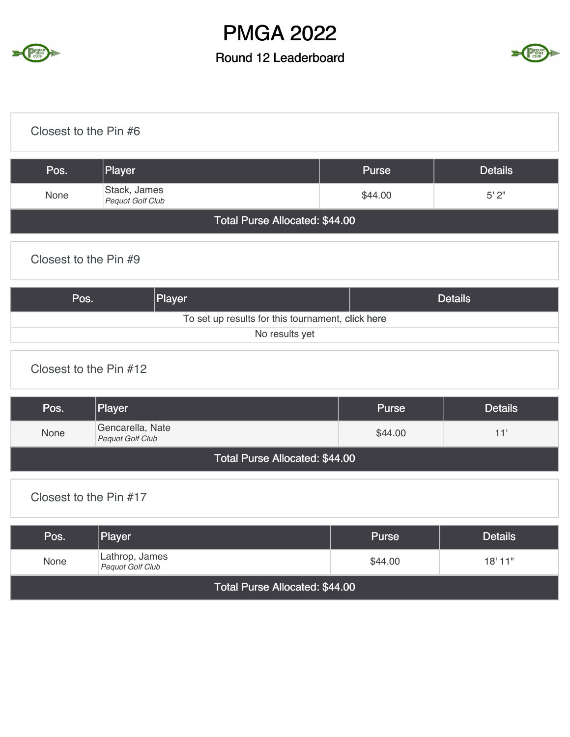# PMGA 2022

## Round 12 Leaderboard

### Closest to the Pin #6

| Pos. | Player | Purse | Details |
|---|---|---|---|
| None | Stack, James *Pequot Golf Club* | $44.00 | 5' 2" |
| Total Purse Allocated: $44.00 | | | |

### Closest to the Pin #9

| Pos. | Player | Details |
|---|---|---|
| To set up results for this tournament, click here | | |
| No results yet | | |

### Closest to the Pin #12

| Pos. | Player | Purse | Details |
|---|---|---|---|
| None | Gencarella, Nate *Pequot Golf Club* | $44.00 | 11' |
| Total Purse Allocated: $44.00 | | | |

### Closest to the Pin #17

| Pos. | Player | Purse | Details |
|---|---|---|---|
| None | Lathrop, James *Pequot Golf Club* | $44.00 | 18' 11" |
| Total Purse Allocated: $44.00 | | | |